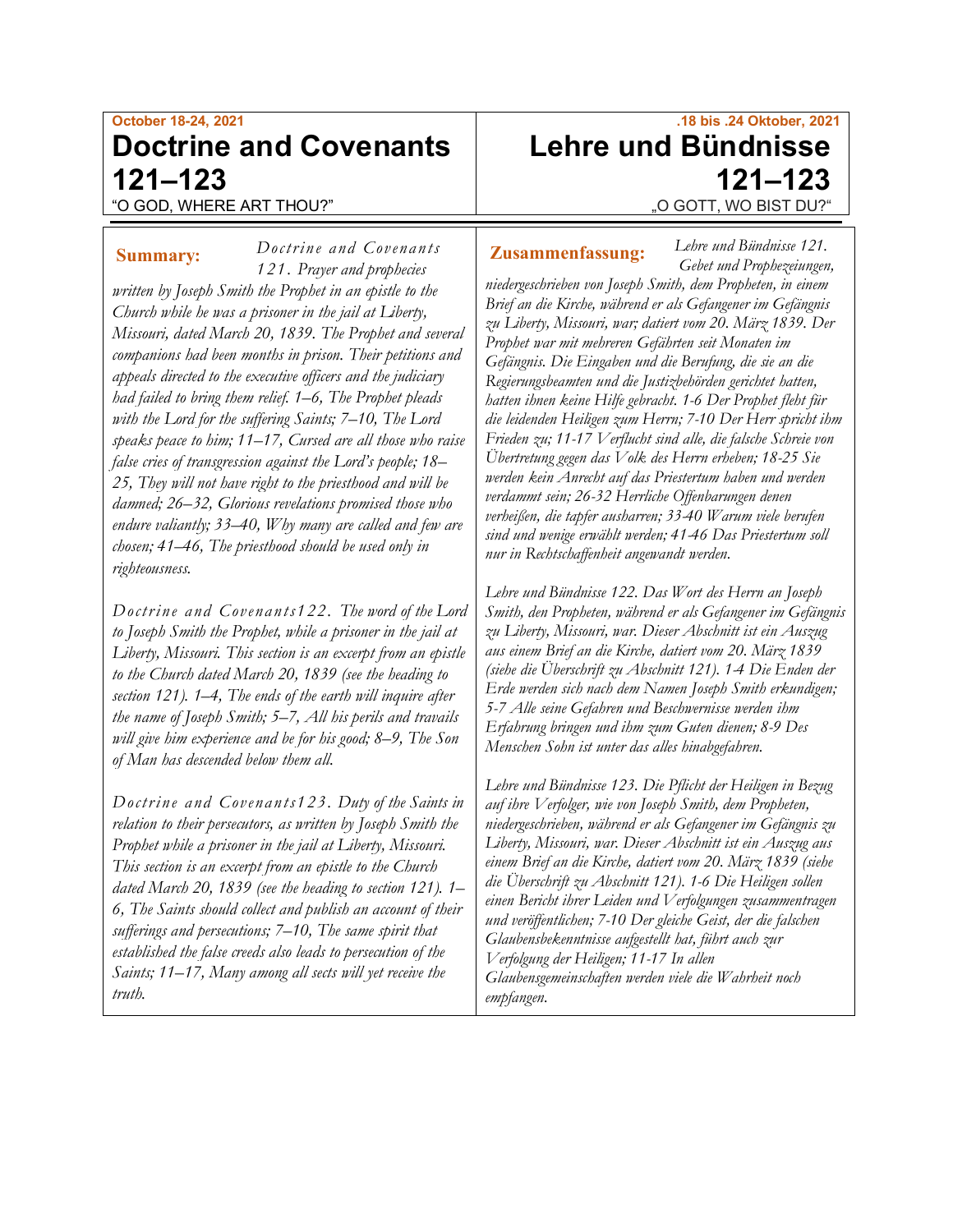October 18-24, 2021

# Doctrine and Covenants 121–123

"O GOD, WHERE ART THOU?"

**Summary:** *Doctrine and Covenants 121. Prayer and prophecies written by Joseph Smith the Prophet in an epistle to the Church while he was a prisoner in the jail at Liberty, Missouri, dated March 20, 1839. The Prophet and several companions had been months in prison. Their petitions and appeals directed to the executive officers and the judiciary had failed to bring them relief. 1–6, The Prophet pleads with the Lord for the suffering Saints; 7–10, The Lord speaks peace to him; 11–17, Cursed are all those who raise false cries of transgression against the Lord's people; 18–25, They will not have right to the priesthood and will be damned; 26–32, Glorious revelations promised those who endure valiantly; 33–40, Why many are called and few are chosen; 41–46, The priesthood should be used only in righteousness.*

*Doctrine and Covenants122. The word of the Lord to Joseph Smith the Prophet, while a prisoner in the jail at Liberty, Missouri. This section is an excerpt from an epistle to the Church dated March 20, 1839 (see the heading to section 121). 1–4, The ends of the earth will inquire after the name of Joseph Smith; 5–7, All his perils and travails will give him experience and be for his good; 8–9, The Son of Man has descended below them all.*

*Doctrine and Covenants123. Duty of the Saints in relation to their persecutors, as written by Joseph Smith the Prophet while a prisoner in the jail at Liberty, Missouri. This section is an excerpt from an epistle to the Church dated March 20, 1839 (see the heading to section 121). 1–6, The Saints should collect and publish an account of their sufferings and persecutions; 7–10, The same spirit that established the false creeds also leads to persecution of the Saints; 11–17, Many among all sects will yet receive the truth.*

.18 bis .24 Oktober, 2021

# Lehre und Bündnisse 121–123

„O GOTT, WO BIST DU?"

**Zusammenfassung:** *Lehre und Bündnisse 121. Gebet und Prophezeiungen, niedergeschrieben von Joseph Smith, dem Propheten, in einem Brief an die Kirche, während er als Gefangener im Gefängnis zu Liberty, Missouri, war; datiert vom 20. März 1839. Der Prophet war mit mehreren Gefährten seit Monaten im Gefängnis. Die Eingaben und die Berufung, die sie an die Regierungsbeamten und die Justizbehörden gerichtet hatten, hatten ihnen keine Hilfe gebracht. 1-6 Der Prophet fleht für die leidenden Heiligen zum Herrn; 7-10 Der Herr spricht ihm Frieden zu; 11-17 Verflucht sind alle, die falsche Schreie von Übertretung gegen das Volk des Herrn erheben; 18-25 Sie werden kein Anrecht auf das Priestertum haben und werden verdammt sein; 26-32 Herrliche Offenbarungen denen verheißen, die tapfer ausharren; 33-40 Warum viele berufen sind und wenige erwählt werden; 41-46 Das Priestertum soll nur in Rechtschaffenheit angewandt werden.*

*Lehre und Bündnisse 122. Das Wort des Herrn an Joseph Smith, den Propheten, während er als Gefangener im Gefängnis zu Liberty, Missouri, war. Dieser Abschnitt ist ein Auszug aus einem Brief an die Kirche, datiert vom 20. März 1839 (siehe die Überschrift zu Abschnitt 121). 1-4 Die Enden der Erde werden sich nach dem Namen Joseph Smith erkundigen; 5-7 Alle seine Gefahren und Beschwernisse werden ihm Erfahrung bringen und ihm zum Guten dienen; 8-9 Des Menschen Sohn ist unter das alles hinabgefahren.*

*Lehre und Bündnisse 123. Die Pflicht der Heiligen in Bezug auf ihre Verfolger, wie von Joseph Smith, dem Propheten, niedergeschrieben, während er als Gefangener im Gefängnis zu Liberty, Missouri, war. Dieser Abschnitt ist ein Auszug aus einem Brief an die Kirche, datiert vom 20. März 1839 (siehe die Überschrift zu Abschnitt 121). 1-6 Die Heiligen sollen einen Bericht ihrer Leiden und Verfolgungen zusammentragen und veröffentlichen; 7-10 Der gleiche Geist, der die falschen Glaubensbekenntnisse aufgestellt hat, führt auch zur Verfolgung der Heiligen; 11-17 In allen Glaubensgemeinschaften werden viele die Wahrheit noch empfangen.*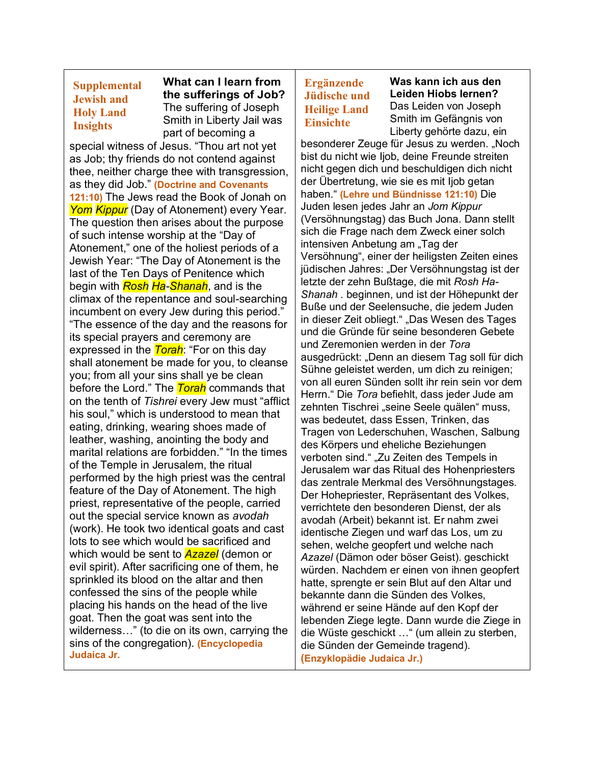**Supplemental Jewish and Holy Land Insights**

**What can I learn from the sufferings of Job?**

The suffering of Joseph Smith in Liberty Jail was part of becoming a special witness of Jesus. “Thou art not yet as Job; thy friends do not contend against thee, neither charge thee with transgression, as they did Job.” **(Doctrine and Covenants 121:10)** The Jews read the Book of Jonah on *Yom Kippur* (Day of Atonement) every Year. The question then arises about the purpose of such intense worship at the “Day of Atonement,” one of the holiest periods of a Jewish Year: “The Day of Atonement is the last of the Ten Days of Penitence which begin with *Rosh Ha-Shanah*, and is the climax of the repentance and soul-searching incumbent on every Jew during this period.” “The essence of the day and the reasons for its special prayers and ceremony are expressed in the *Torah*: “For on this day shall atonement be made for you, to cleanse you; from all your sins shall ye be clean before the Lord.” The *Torah* commands that on the tenth of *Tishrei* every Jew must “afflict his soul,” which is understood to mean that eating, drinking, wearing shoes made of leather, washing, anointing the body and marital relations are forbidden.” “In the times of the Temple in Jerusalem, the ritual performed by the high priest was the central feature of the Day of Atonement. The high priest, representative of the people, carried out the special service known as *avodah* (work). He took two identical goats and cast lots to see which would be sacrificed and which would be sent to *Azazel* (demon or evil spirit). After sacrificing one of them, he sprinkled its blood on the altar and then confessed the sins of the people while placing his hands on the head of the live goat. Then the goat was sent into the wilderness…” (to die on its own, carrying the sins of the congregation). **(Encyclopedia Judaica Jr.**

**Ergänzende Jüdische und Heilige Land Einsichte**

**Was kann ich aus den Leiden Hiobs lernen?**

Das Leiden von Joseph Smith im Gefängnis von Liberty gehörte dazu, ein besonderer Zeuge für Jesus zu werden. „Noch bist du nicht wie Ijob, deine Freunde streiten nicht gegen dich und beschuldigen dich nicht der Übertretung, wie sie es mit Ijob getan haben.“ **(Lehre und Bündnisse 121:10)** Die Juden lesen jedes Jahr an *Jom Kippur* (Versöhnungstag) das Buch Jona. Dann stellt sich die Frage nach dem Zweck einer solch intensiven Anbetung am „Tag der Versöhnung“, einer der heiligsten Zeiten eines jüdischen Jahres: „Der Versöhnungstag ist der letzte der zehn Bußtage, die mit *Rosh Ha-Shanah* . beginnen, und ist der Höhepunkt der Buße und der Seelensuche, die jedem Juden in dieser Zeit obliegt.“ „Das Wesen des Tages und die Gründe für seine besonderen Gebete und Zeremonien werden in der *Tora* ausgedrückt: „Denn an diesem Tag soll für dich Sühne geleistet werden, um dich zu reinigen; von all euren Sünden sollt ihr rein sein vor dem Herrn.“ Die *Tora* befiehlt, dass jeder Jude am zehnten Tischrei „seine Seele quälen“ muss, was bedeutet, dass Essen, Trinken, das Tragen von Lederschuhen, Waschen, Salbung des Körpers und eheliche Beziehungen verboten sind.“ „Zu Zeiten des Tempels in Jerusalem war das Ritual des Hohenpriesters das zentrale Merkmal des Versöhnungstages. Der Hohepriester, Repräsentant des Volkes, verrichtete den besonderen Dienst, der als avodah (Arbeit) bekannt ist. Er nahm zwei identische Ziegen und warf das Los, um zu sehen, welche geopfert und welche nach *Azazel* (Dämon oder böser Geist). geschickt würden. Nachdem er einen von ihnen geopfert hatte, sprengte er sein Blut auf den Altar und bekannte dann die Sünden des Volkes, während er seine Hände auf den Kopf der lebenden Ziege legte. Dann wurde die Ziege in die Wüste geschickt …“ (um allein zu sterben, die Sünden der Gemeinde tragend). **(Enzyklopädie Judaica Jr.)**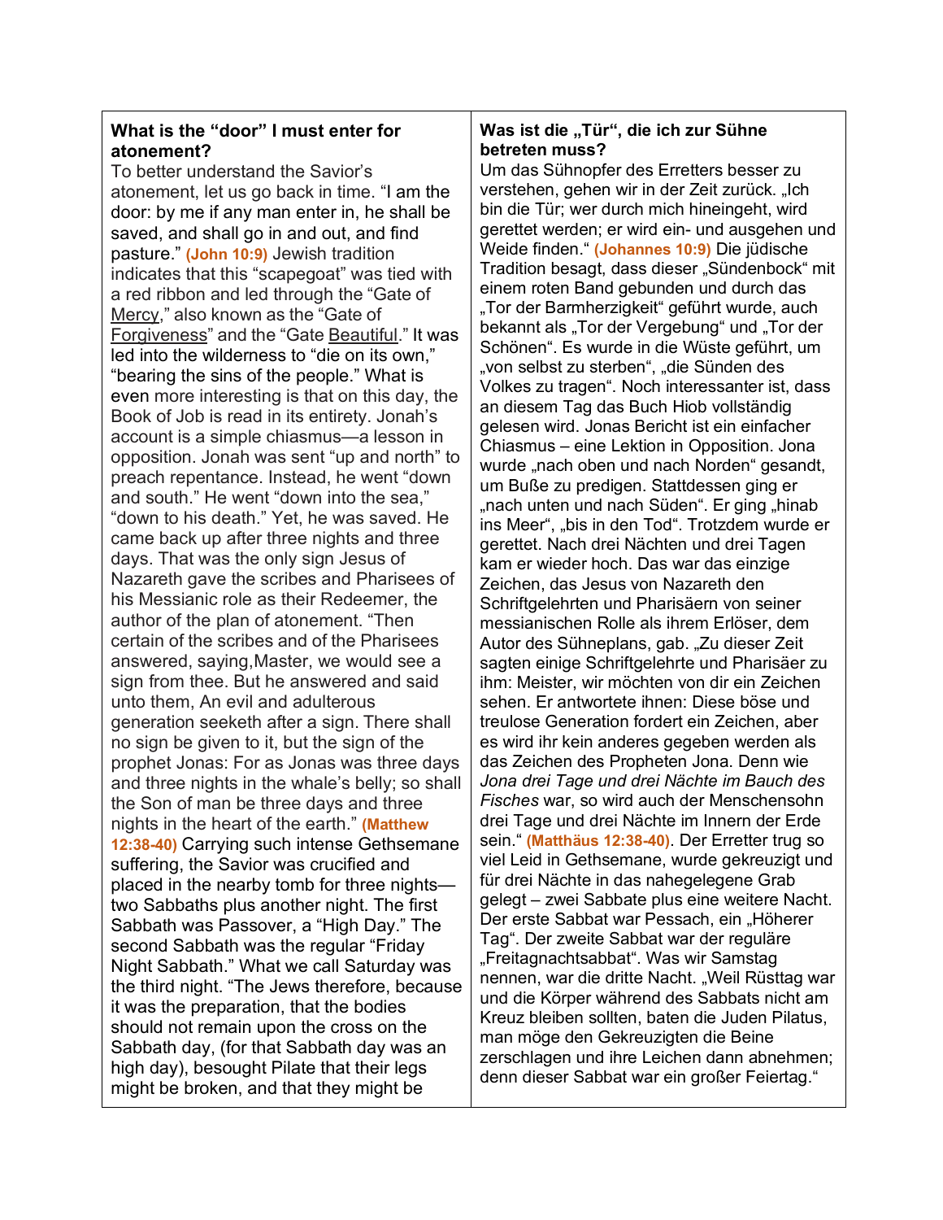**What is the "door" I must enter for atonement?**

To better understand the Savior's atonement, let us go back in time. "I am the door: by me if any man enter in, he shall be saved, and shall go in and out, and find pasture." **(John 10:9)** Jewish tradition indicates that this "scapegoat" was tied with a red ribbon and led through the "Gate of Mercy," also known as the "Gate of Forgiveness" and the "Gate Beautiful." It was led into the wilderness to "die on its own," "bearing the sins of the people." What is even more interesting is that on this day, the Book of Job is read in its entirety. Jonah's account is a simple chiasmus—a lesson in opposition. Jonah was sent "up and north" to preach repentance. Instead, he went "down and south." He went "down into the sea," "down to his death." Yet, he was saved. He came back up after three nights and three days. That was the only sign Jesus of Nazareth gave the scribes and Pharisees of his Messianic role as their Redeemer, the author of the plan of atonement. "Then certain of the scribes and of the Pharisees answered, saying,Master, we would see a sign from thee. But he answered and said unto them, An evil and adulterous generation seeketh after a sign. There shall no sign be given to it, but the sign of the prophet Jonas: For as Jonas was three days and three nights in the whale's belly; so shall the Son of man be three days and three nights in the heart of the earth." **(Matthew 12:38-40)** Carrying such intense Gethsemane suffering, the Savior was crucified and placed in the nearby tomb for three nights—two Sabbaths plus another night. The first Sabbath was Passover, a "High Day." The second Sabbath was the regular "Friday Night Sabbath." What we call Saturday was the third night. "The Jews therefore, because it was the preparation, that the bodies should not remain upon the cross on the Sabbath day, (for that Sabbath day was an high day), besought Pilate that their legs might be broken, and that they might be

**Was ist die „Tür", die ich zur Sühne betreten muss?**

Um das Sühnopfer des Erretters besser zu verstehen, gehen wir in der Zeit zurück. „Ich bin die Tür; wer durch mich hineingeht, wird gerettet werden; er wird ein- und ausgehen und Weide finden." **(Johannes 10:9)** Die jüdische Tradition besagt, dass dieser „Sündenbock" mit einem roten Band gebunden und durch das „Tor der Barmherzigkeit" geführt wurde, auch bekannt als „Tor der Vergebung" und „Tor der Schönen". Es wurde in die Wüste geführt, um „von selbst zu sterben", „die Sünden des Volkes zu tragen". Noch interessanter ist, dass an diesem Tag das Buch Hiob vollständig gelesen wird. Jonas Bericht ist ein einfacher Chiasmus – eine Lektion in Opposition. Jona wurde „nach oben und nach Norden" gesandt, um Buße zu predigen. Stattdessen ging er „nach unten und nach Süden". Er ging „hinab ins Meer", „bis in den Tod". Trotzdem wurde er gerettet. Nach drei Nächten und drei Tagen kam er wieder hoch. Das war das einzige Zeichen, das Jesus von Nazareth den Schriftgelehrten und Pharisäern von seiner messianischen Rolle als ihrem Erlöser, dem Autor des Sühneplans, gab. „Zu dieser Zeit sagten einige Schriftgelehrte und Pharisäer zu ihm: Meister, wir möchten von dir ein Zeichen sehen. Er antwortete ihnen: Diese böse und treulose Generation fordert ein Zeichen, aber es wird ihr kein anderes gegeben werden als das Zeichen des Propheten Jona. Denn wie *Jona drei Tage und drei Nächte im Bauch des Fisches* war, so wird auch der Menschensohn drei Tage und drei Nächte im Innern der Erde sein." **(Matthäus 12:38-40)**. Der Erretter trug so viel Leid in Gethsemane, wurde gekreuzigt und für drei Nächte in das nahegelegene Grab gelegt – zwei Sabbate plus eine weitere Nacht. Der erste Sabbat war Pessach, ein „Höherer Tag". Der zweite Sabbat war der reguläre „Freitagnachtsabbat". Was wir Samstag nennen, war die dritte Nacht. „Weil Rüsttag war und die Körper während des Sabbats nicht am Kreuz bleiben sollten, baten die Juden Pilatus, man möge den Gekreuzigten die Beine zerschlagen und ihre Leichen dann abnehmen; denn dieser Sabbat war ein großer Feiertag."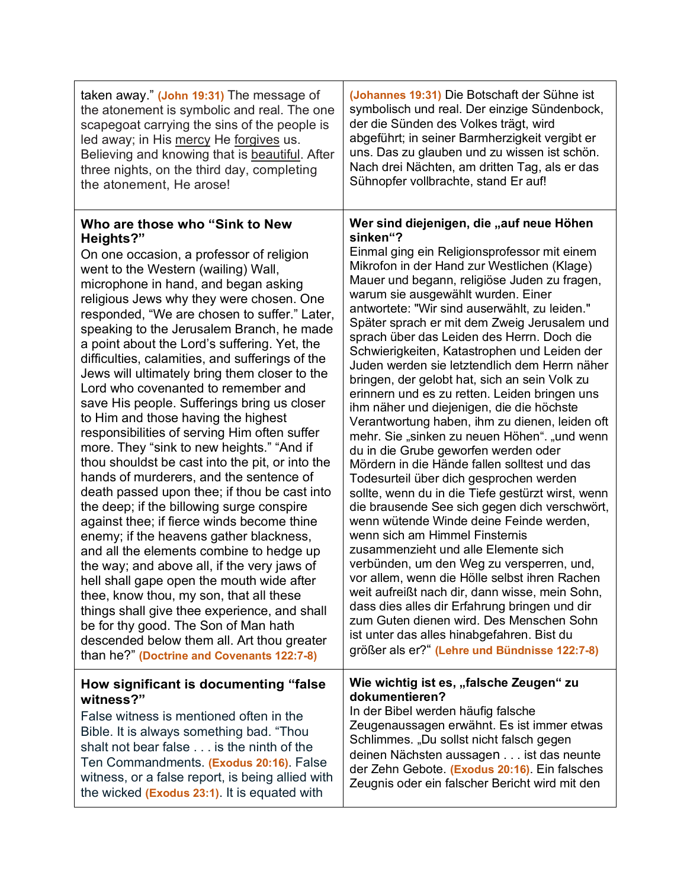| | |
|---|---|
| taken away." **(John 19:31)** The message of the atonement is symbolic and real. The one scapegoat carrying the sins of the people is led away; in His mercy He forgives us. Believing and knowing that is beautiful. After three nights, on the third day, completing the atonement, He arose! | **(Johannes 19:31)** Die Botschaft der Sühne ist symbolisch und real. Der einzige Sündenbock, der die Sünden des Volkes trägt, wird abgeführt; in seiner Barmherzigkeit vergibt er uns. Das zu glauben und zu wissen ist schön. Nach drei Nächten, am dritten Tag, als er das Sühnopfer vollbrachte, stand Er auf! |
| **Who are those who "Sink to New Heights?"** On one occasion, a professor of religion went to the Western (wailing) Wall, microphone in hand, and began asking religious Jews why they were chosen. One responded, "We are chosen to suffer." Later, speaking to the Jerusalem Branch, he made a point about the Lord's suffering. Yet, the difficulties, calamities, and sufferings of the Jews will ultimately bring them closer to the Lord who covenanted to remember and save His people. Sufferings bring us closer to Him and those having the highest responsibilities of serving Him often suffer more. They "sink to new heights." "And if thou shouldst be cast into the pit, or into the hands of murderers, and the sentence of death passed upon thee; if thou be cast into the deep; if the billowing surge conspire against thee; if fierce winds become thine enemy; if the heavens gather blackness, and all the elements combine to hedge up the way; and above all, if the very jaws of hell shall gape open the mouth wide after thee, know thou, my son, that all these things shall give thee experience, and shall be for thy good. The Son of Man hath descended below them all. Art thou greater than he?" **(Doctrine and Covenants 122:7-8)** | **Wer sind diejenigen, die „auf neue Höhen sinken"?** Einmal ging ein Religionsprofessor mit einem Mikrofon in der Hand zur Westlichen (Klage) Mauer und begann, religiöse Juden zu fragen, warum sie ausgewählt wurden. Einer antwortete: "Wir sind auserwählt, zu leiden." Später sprach er mit dem Zweig Jerusalem und sprach über das Leiden des Herrn. Doch die Schwierigkeiten, Katastrophen und Leiden der Juden werden sie letztendlich dem Herrn näher bringen, der gelobt hat, sich an sein Volk zu erinnern und es zu retten. Leiden bringen uns ihm näher und diejenigen, die die höchste Verantwortung haben, ihm zu dienen, leiden oft mehr. Sie „sinken zu neuen Höhen". „und wenn du in die Grube geworfen werden oder Mördern in die Hände fallen solltest und das Todesurteil über dich gesprochen werden sollte, wenn du in die Tiefe gestürzt wirst, wenn die brausende See sich gegen dich verschwört, wenn wütende Winde deine Feinde werden, wenn sich am Himmel Finsternis zusammenzieht und alle Elemente sich verbünden, um den Weg zu versperren, und, vor allem, wenn die Hölle selbst ihren Rachen weit aufreißt nach dir, dann wisse, mein Sohn, dass dies alles dir Erfahrung bringen und dir zum Guten dienen wird. Des Menschen Sohn ist unter das alles hinabgefahren. Bist du größer als er?" **(Lehre und Bündnisse 122:7-8)** |
| **How significant is documenting "false witness?"** False witness is mentioned often in the Bible. It is always something bad. "Thou shalt not bear false . . . is the ninth of the Ten Commandments. **(Exodus 20:16)**. False witness, or a false report, is being allied with the wicked **(Exodus 23:1)**. It is equated with | **Wie wichtig ist es, „falsche Zeugen" zu dokumentieren?** In der Bibel werden häufig falsche Zeugenaussagen erwähnt. Es ist immer etwas Schlimmes. „Du sollst nicht falsch gegen deinen Nächsten aussagen . . . ist das neunte der Zehn Gebote. **(Exodus 20:16)**. Ein falsches Zeugnis oder ein falscher Bericht wird mit den |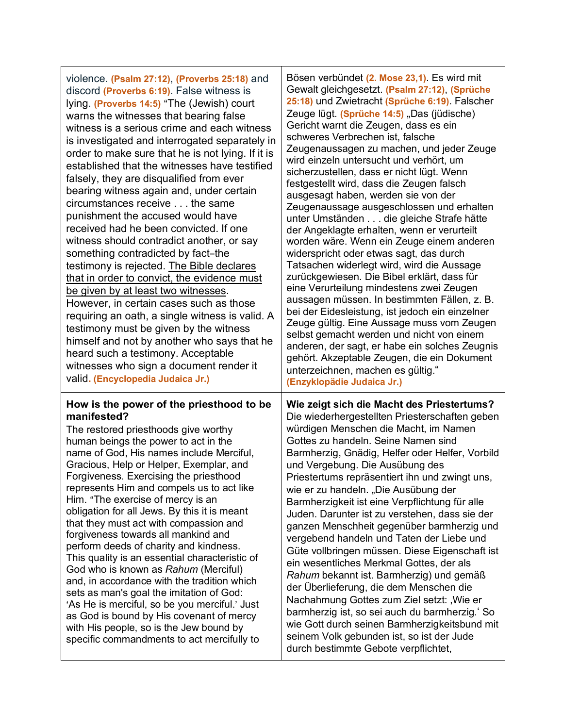| | |
|---|---|
| violence. **(Psalm 27:12)**, **(Proverbs 25:18)** and discord **(Proverbs 6:19)**. False witness is lying. **(Proverbs 14:5)** "The (Jewish) court warns the witnesses that bearing false witness is a serious crime and each witness is investigated and interrogated separately in order to make sure that he is not lying. If it is established that the witnesses have testified falsely, they are disqualified from ever bearing witness again and, under certain circumstances receive . . . the same punishment the accused would have received had he been convicted. If one witness should contradict another, or say something contradicted by fact–the testimony is rejected. <u>The Bible declares that in order to convict, the evidence must be given by at least two witnesses</u>. However, in certain cases such as those requiring an oath, a single witness is valid. A testimony must be given by the witness himself and not by another who says that he heard such a testimony. Acceptable witnesses who sign a document render it valid. **(Encyclopedia Judaica Jr.)** | Bösen verbündet **(2. Mose 23,1)**. Es wird mit Gewalt gleichgesetzt. **(Psalm 27:12)**, **(Sprüche 25:18)** und Zwietracht **(Sprüche 6:19)**. Falscher Zeuge lügt. **(Sprüche 14:5)** „Das (jüdische) Gericht warnt die Zeugen, dass es ein schweres Verbrechen ist, falsche Zeugenaussagen zu machen, und jeder Zeuge wird einzeln untersucht und verhört, um sicherzustellen, dass er nicht lügt. Wenn festgestellt wird, dass die Zeugen falsch ausgesagt haben, werden sie von der Zeugenaussage ausgeschlossen und erhalten unter Umständen . . . die gleiche Strafe hätte der Angeklagte erhalten, wenn er verurteilt worden wäre. Wenn ein Zeuge einem anderen widerspricht oder etwas sagt, das durch Tatsachen widerlegt wird, wird die Aussage zurückgewiesen. Die Bibel erklärt, dass für eine Verurteilung mindestens zwei Zeugen aussagen müssen. In bestimmten Fällen, z. B. bei der Eidesleistung, ist jedoch ein einzelner Zeuge gültig. Eine Aussage muss vom Zeugen selbst gemacht werden und nicht von einem anderen, der sagt, er habe ein solches Zeugnis gehört. Akzeptable Zeugen, die ein Dokument unterzeichnen, machen es gültig." **(Enzyklopädie Judaica Jr.)** |
| **How is the power of the priesthood to be manifested?** The restored priesthoods give worthy human beings the power to act in the name of God, His names include Merciful, Gracious, Help or Helper, Exemplar, and Forgiveness. Exercising the priesthood represents Him and compels us to act like Him. "The exercise of mercy is an obligation for all Jews. By this it is meant that they must act with compassion and forgiveness towards all mankind and perform deeds of charity and kindness. This quality is an essential characteristic of God who is known as *Rahum* (Merciful) and, in accordance with the tradition which sets as man's goal the imitation of God: 'As He is merciful, so be you merciful.' Just as God is bound by His covenant of mercy with His people, so is the Jew bound by specific commandments to act mercifully to | **Wie zeigt sich die Macht des Priestertums?** Die wiederhergestellten Priesterschaften geben würdigen Menschen die Macht, im Namen Gottes zu handeln. Seine Namen sind Barmherzig, Gnädig, Helfer oder Helfer, Vorbild und Vergebung. Die Ausübung des Priestertums repräsentiert ihn und zwingt uns, wie er zu handeln. „Die Ausübung der Barmherzigkeit ist eine Verpflichtung für alle Juden. Darunter ist zu verstehen, dass sie der ganzen Menschheit gegenüber barmherzig und vergebend handeln und Taten der Liebe und Güte vollbringen müssen. Diese Eigenschaft ist ein wesentliches Merkmal Gottes, der als *Rahum* bekannt ist. Barmherzig) und gemäß der Überlieferung, die dem Menschen die Nachahmung Gottes zum Ziel setzt: ‚Wie er barmherzig ist, so sei auch du barmherzig.' So wie Gott durch seinen Barmherzigkeitsbund mit seinem Volk gebunden ist, so ist der Jude durch bestimmte Gebote verpflichtet, |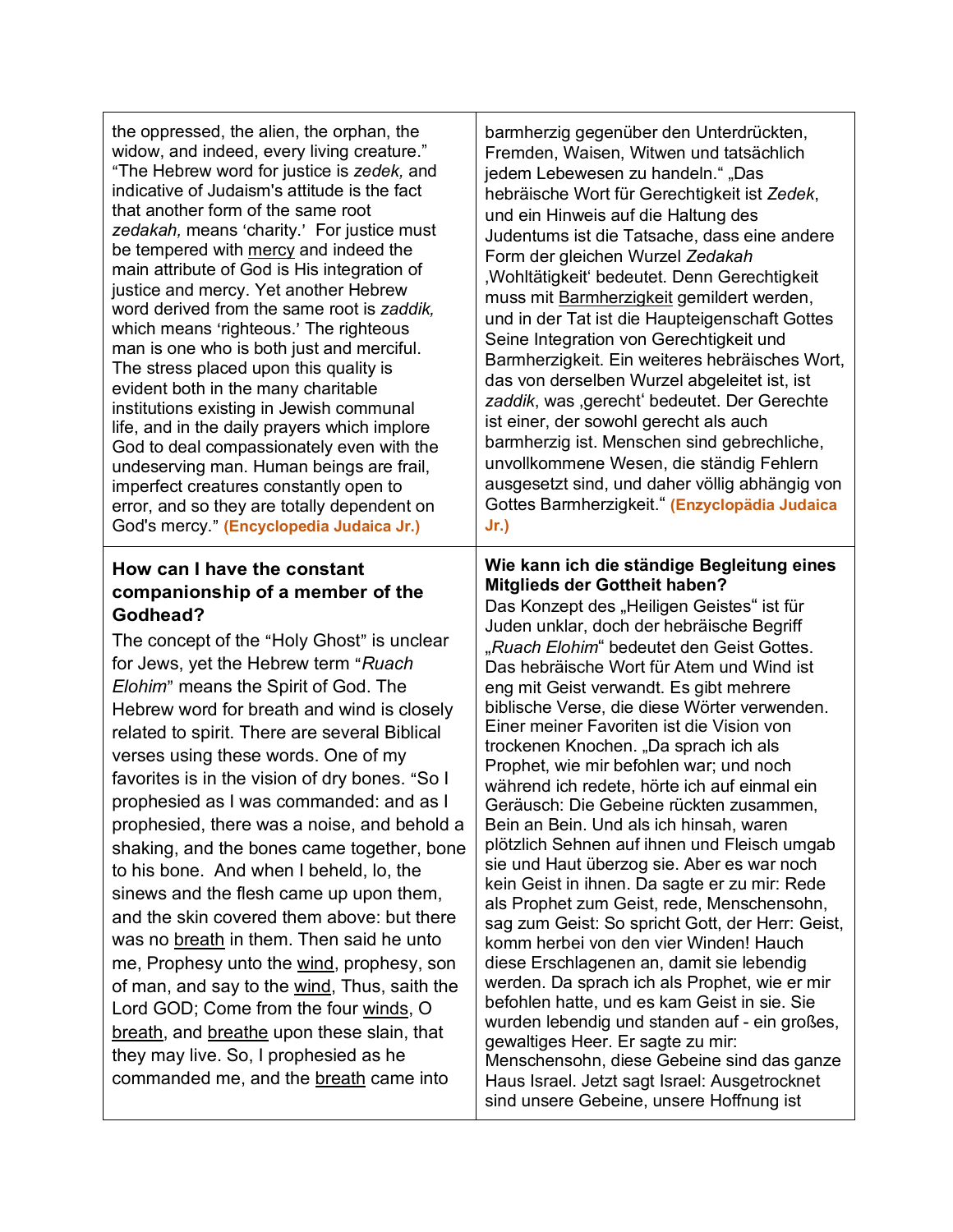| | |
|---|---|
| the oppressed, the alien, the orphan, the widow, and indeed, every living creature." "The Hebrew word for justice is *zedek,* and indicative of Judaism's attitude is the fact that another form of the same root *zedakah,* means 'charity.' For justice must be tempered with <u>mercy</u> and indeed the main attribute of God is His integration of justice and mercy. Yet another Hebrew word derived from the same root is *zaddik,* which means 'righteous.' The righteous man is one who is both just and merciful. The stress placed upon this quality is evident both in the many charitable institutions existing in Jewish communal life, and in the daily prayers which implore God to deal compassionately even with the undeserving man. Human beings are frail, imperfect creatures constantly open to error, and so they are totally dependent on God's mercy." **(Encyclopedia Judaica Jr.)** | barmherzig gegenüber den Unterdrückten, Fremden, Waisen, Witwen und tatsächlich jedem Lebewesen zu handeln." „Das hebräische Wort für Gerechtigkeit ist *Zedek*, und ein Hinweis auf die Haltung des Judentums ist die Tatsache, dass eine andere Form der gleichen Wurzel *Zedakah* ‚Wohltätigkeit' bedeutet. Denn Gerechtigkeit muss mit <u>Barmherzigkeit</u> gemildert werden, und in der Tat ist die Haupteigenschaft Gottes Seine Integration von Gerechtigkeit und Barmherzigkeit. Ein weiteres hebräisches Wort, das von derselben Wurzel abgeleitet ist, ist *zaddik*, was ‚gerecht' bedeutet. Der Gerechte ist einer, der sowohl gerecht als auch barmherzig ist. Menschen sind gebrechliche, unvollkommene Wesen, die ständig Fehlern ausgesetzt sind, und daher völlig abhängig von Gottes Barmherzigkeit." **(Enzyclopädia Judaica Jr.)** |
| **How can I have the constant companionship of a member of the Godhead?**<br>The concept of the "Holy Ghost" is unclear for Jews, yet the Hebrew term "*Ruach Elohim*" means the Spirit of God. The Hebrew word for breath and wind is closely related to spirit. There are several Biblical verses using these words. One of my favorites is in the vision of dry bones. "So I prophesied as I was commanded: and as I prophesied, there was a noise, and behold a shaking, and the bones came together, bone to his bone. And when I beheld, lo, the sinews and the flesh came up upon them, and the skin covered them above: but there was no <u>breath</u> in them. Then said he unto me, Prophesy unto the <u>wind</u>, prophesy, son of man, and say to the <u>wind</u>, Thus, saith the Lord GOD; Come from the four <u>winds</u>, O <u>breath</u>, and <u>breathe</u> upon these slain, that they may live. So, I prophesied as he commanded me, and the <u>breath</u> came into | **Wie kann ich die ständige Begleitung eines Mitglieds der Gottheit haben?**<br>Das Konzept des „Heiligen Geistes" ist für Juden unklar, doch der hebräische Begriff „*Ruach Elohim*" bedeutet den Geist Gottes. Das hebräische Wort für Atem und Wind ist eng mit Geist verwandt. Es gibt mehrere biblische Verse, die diese Wörter verwenden. Einer meiner Favoriten ist die Vision von trockenen Knochen. „Da sprach ich als Prophet, wie mir befohlen war; und noch während ich redete, hörte ich auf einmal ein Geräusch: Die Gebeine rückten zusammen, Bein an Bein. Und als ich hinsah, waren plötzlich Sehnen auf ihnen und Fleisch umgab sie und Haut überzog sie. Aber es war noch kein Geist in ihnen. Da sagte er zu mir: Rede als Prophet zum Geist, rede, Menschensohn, sag zum Geist: So spricht Gott, der Herr: Geist, komm herbei von den vier Winden! Hauch diese Erschlagenen an, damit sie lebendig werden. Da sprach ich als Prophet, wie er mir befohlen hatte, und es kam Geist in sie. Sie wurden lebendig und standen auf - ein großes, gewaltiges Heer. Er sagte zu mir: Menschensohn, diese Gebeine sind das ganze Haus Israel. Jetzt sagt Israel: Ausgetrocknet sind unsere Gebeine, unsere Hoffnung ist |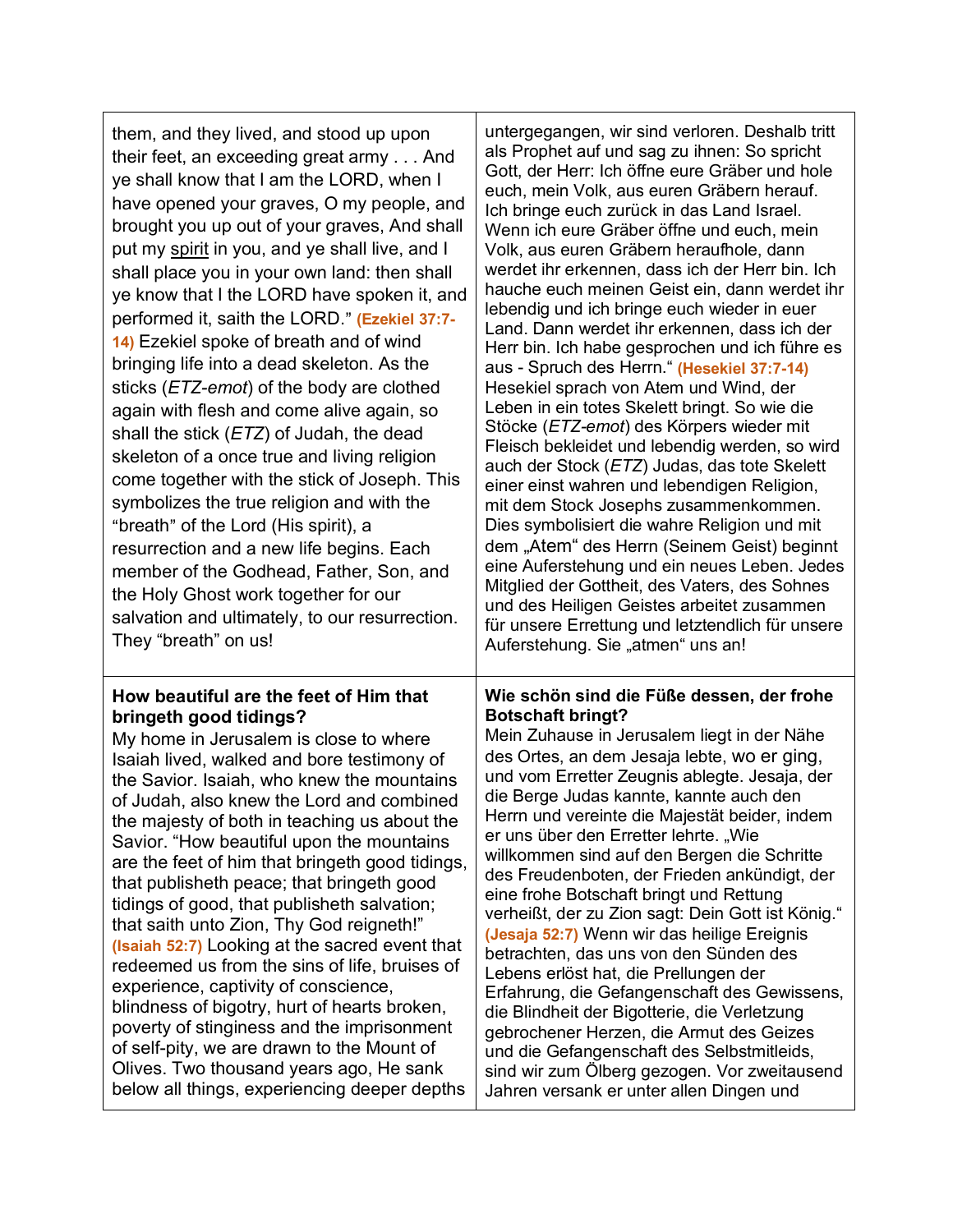| | |
|---|---|
| them, and they lived, and stood up upon their feet, an exceeding great army . . . And ye shall know that I am the LORD, when I have opened your graves, O my people, and brought you up out of your graves, And shall put my spirit in you, and ye shall live, and I shall place you in your own land: then shall ye know that I the LORD have spoken it, and performed it, saith the LORD." **(Ezekiel 37:7-14)** Ezekiel spoke of breath and of wind bringing life into a dead skeleton. As the sticks (*ETZ-emot*) of the body are clothed again with flesh and come alive again, so shall the stick (*ETZ*) of Judah, the dead skeleton of a once true and living religion come together with the stick of Joseph. This symbolizes the true religion and with the "breath" of the Lord (His spirit), a resurrection and a new life begins. Each member of the Godhead, Father, Son, and the Holy Ghost work together for our salvation and ultimately, to our resurrection. They "breath" on us! | untergegangen, wir sind verloren. Deshalb tritt als Prophet auf und sag zu ihnen: So spricht Gott, der Herr: Ich öffne eure Gräber und hole euch, mein Volk, aus euren Gräbern herauf. Ich bringe euch zurück in das Land Israel. Wenn ich eure Gräber öffne und euch, mein Volk, aus euren Gräbern heraufhole, dann werdet ihr erkennen, dass ich der Herr bin. Ich hauche euch meinen Geist ein, dann werdet ihr lebendig und ich bringe euch wieder in euer Land. Dann werdet ihr erkennen, dass ich der Herr bin. Ich habe gesprochen und ich führe es aus - Spruch des Herrn." **(Hesekiel 37:7-14)** Hesekiel sprach von Atem und Wind, der Leben in ein totes Skelett bringt. So wie die Stöcke (*ETZ-emot*) des Körpers wieder mit Fleisch bekleidet und lebendig werden, so wird auch der Stock (*ETZ*) Judahs, das tote Skelett einer einst wahren und lebendigen Religion, mit dem Stock Josephs zusammenkommen. Dies symbolisiert die wahre Religion und mit dem „Atem" des Herrn (Seinem Geist) beginnt eine Auferstehung und ein neues Leben. Jedes Mitglied der Gottheit, des Vaters, des Sohnes und des Heiligen Geistes arbeitet zusammen für unsere Errettung und letztendlich für unsere Auferstehung. Sie „atmen" uns an! |
| **How beautiful are the feet of Him that bringeth good tidings?** My home in Jerusalem is close to where Isaiah lived, walked and bore testimony of the Savior. Isaiah, who knew the mountains of Judah, also knew the Lord and combined the majesty of both in teaching us about the Savior. "How beautiful upon the mountains are the feet of him that bringeth good tidings, that publisheth peace; that bringeth good tidings of good, that publisheth salvation; that saith unto Zion, Thy God reigneth!" **(Isaiah 52:7)** Looking at the sacred event that redeemed us from the sins of life, bruises of experience, captivity of conscience, blindness of bigotry, hurt of hearts broken, poverty of stinginess and the imprisonment of self-pity, we are drawn to the Mount of Olives. Two thousand years ago, He sank below all things, experiencing deeper depths | **Wie schön sind die Füße dessen, der frohe Botschaft bringt?** Mein Zuhause in Jerusalem liegt in der Nähe des Ortes, an dem Jesaja lebte, wo er ging, und vom Erretter Zeugnis ablegte. Jesaja, der die Berge Judas kannte, kannte auch den Herrn und vereinte die Majestät beider, indem er uns über den Erretter lehrte. „Wie willkommen sind auf den Bergen die Schritte des Freudenboten, der Frieden ankündigt, der eine frohe Botschaft bringt und Rettung verheißt, der zu Zion sagt: Dein Gott ist König." **(Jesaja 52:7)** Wenn wir das heilige Ereignis betrachten, das uns von den Sünden des Lebens erlöst hat, die Prellungen der Erfahrung, die Gefangenschaft des Gewissens, die Blindheit der Bigotterie, die Verletzung gebrochener Herzen, die Armut des Geizes und die Gefangenschaft des Selbstmitleids, sind wir zum Ölberg gezogen. Vor zweitausend Jahren versank er unter allen Dingen und |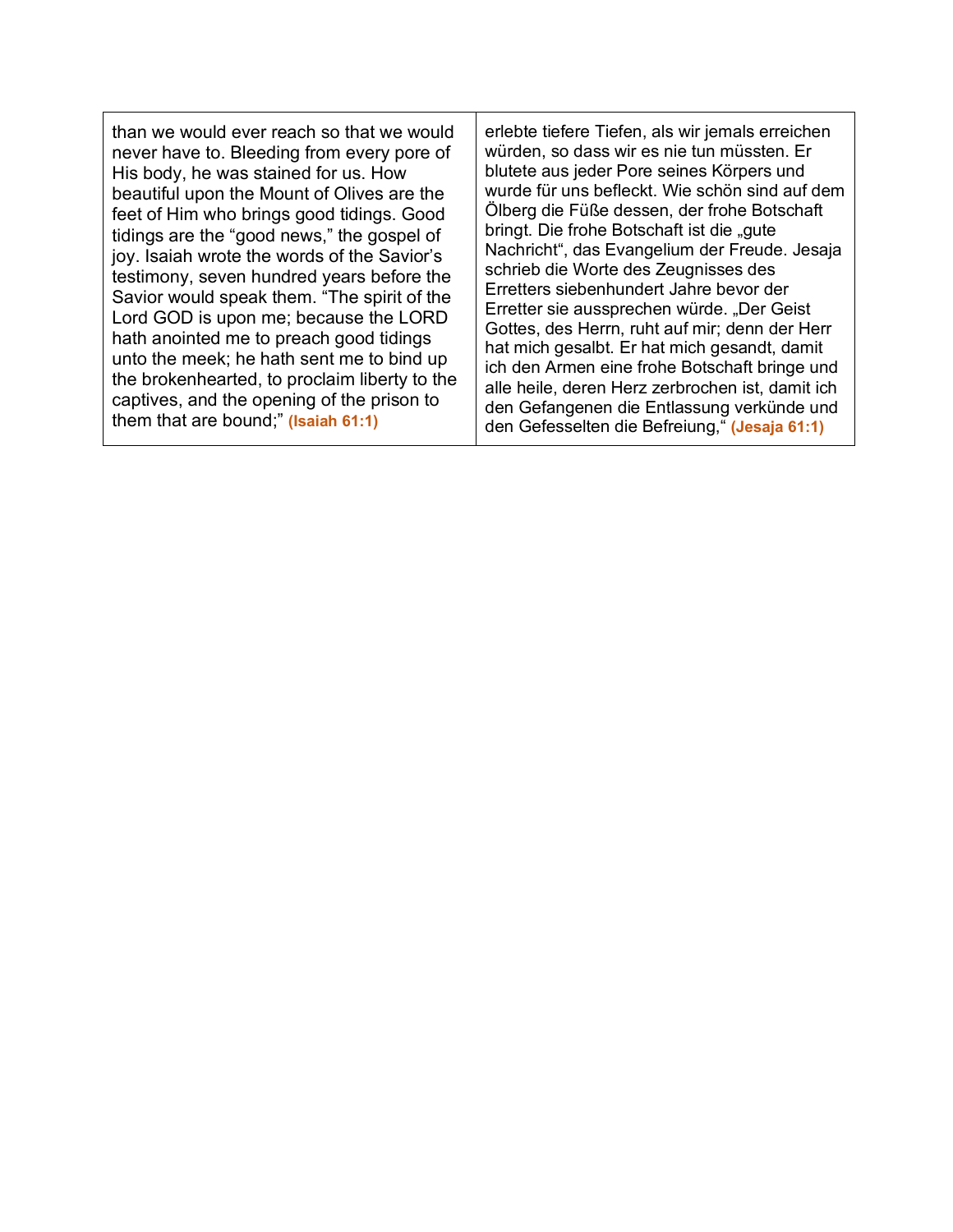| | |
|---|---|
| than we would ever reach so that we would never have to. Bleeding from every pore of His body, he was stained for us. How beautiful upon the Mount of Olives are the feet of Him who brings good tidings. Good tidings are the “good news,” the gospel of joy. Isaiah wrote the words of the Savior’s testimony, seven hundred years before the Savior would speak them. “The spirit of the Lord GOD is upon me; because the LORD hath anointed me to preach good tidings unto the meek; he hath sent me to bind up the brokenhearted, to proclaim liberty to the captives, and the opening of the prison to them that are bound;” **(Isaiah 61:1)** | erlebte tiefere Tiefen, als wir jemals erreichen würden, so dass wir es nie tun müssten. Er blutete aus jeder Pore seines Körpers und wurde für uns befleckt. Wie schön sind auf dem Ölberg die Füße dessen, der frohe Botschaft bringt. Die frohe Botschaft ist die „gute Nachricht“, das Evangelium der Freude. Jesaja schrieb die Worte des Zeugnisses des Erretters siebenhundert Jahre bevor der Erretter sie aussprechen würde. „Der Geist Gottes, des Herrn, ruht auf mir; denn der Herr hat mich gesalbt. Er hat mich gesandt, damit ich den Armen eine frohe Botschaft bringe und alle heile, deren Herz zerbrochen ist, damit ich den Gefangenen die Entlassung verkünde und den Gefesselten die Befreiung,“ **(Jesaja 61:1)** |